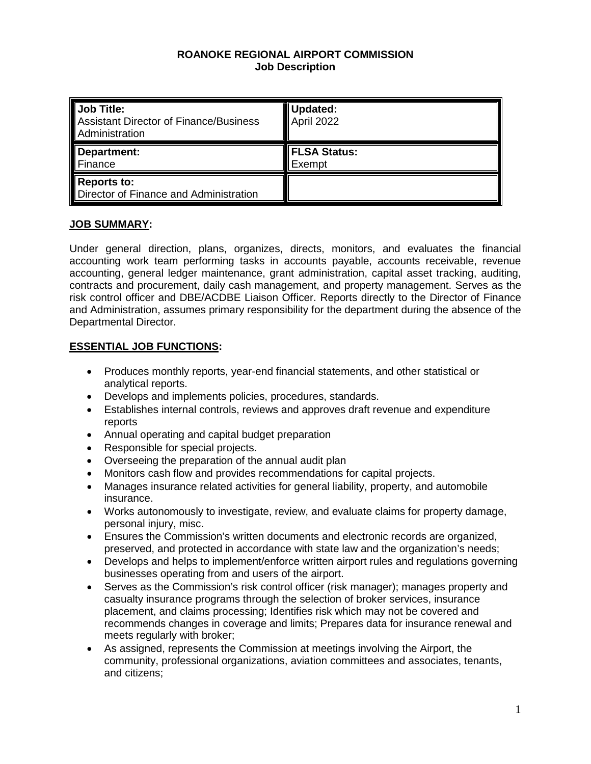**ROANOKE REGIONAL AIRPORT COMMISSION**
**Job Description**

| **Job Title:** Assistant Director of Finance/Business Administration | **Updated:** April 2022 |
|---|---|
| **Department:** Finance | **FLSA Status:** Exempt |
| **Reports to:** Director of Finance and Administration | |

## JOB SUMMARY:

Under general direction, plans, organizes, directs, monitors, and evaluates the financial accounting work team performing tasks in accounts payable, accounts receivable, revenue accounting, general ledger maintenance, grant administration, capital asset tracking, auditing, contracts and procurement, daily cash management, and property management. Serves as the risk control officer and DBE/ACDBE Liaison Officer. Reports directly to the Director of Finance and Administration, assumes primary responsibility for the department during the absence of the Departmental Director.

## ESSENTIAL JOB FUNCTIONS:

- Produces monthly reports, year-end financial statements, and other statistical or analytical reports.
- Develops and implements policies, procedures, standards.
- Establishes internal controls, reviews and approves draft revenue and expenditure reports
- Annual operating and capital budget preparation
- Responsible for special projects.
- Overseeing the preparation of the annual audit plan
- Monitors cash flow and provides recommendations for capital projects.
- Manages insurance related activities for general liability, property, and automobile insurance.
- Works autonomously to investigate, review, and evaluate claims for property damage, personal injury, misc.
- Ensures the Commission's written documents and electronic records are organized, preserved, and protected in accordance with state law and the organization's needs;
- Develops and helps to implement/enforce written airport rules and regulations governing businesses operating from and users of the airport.
- Serves as the Commission's risk control officer (risk manager); manages property and casualty insurance programs through the selection of broker services, insurance placement, and claims processing; Identifies risk which may not be covered and recommends changes in coverage and limits; Prepares data for insurance renewal and meets regularly with broker;
- As assigned, represents the Commission at meetings involving the Airport, the community, professional organizations, aviation committees and associates, tenants, and citizens;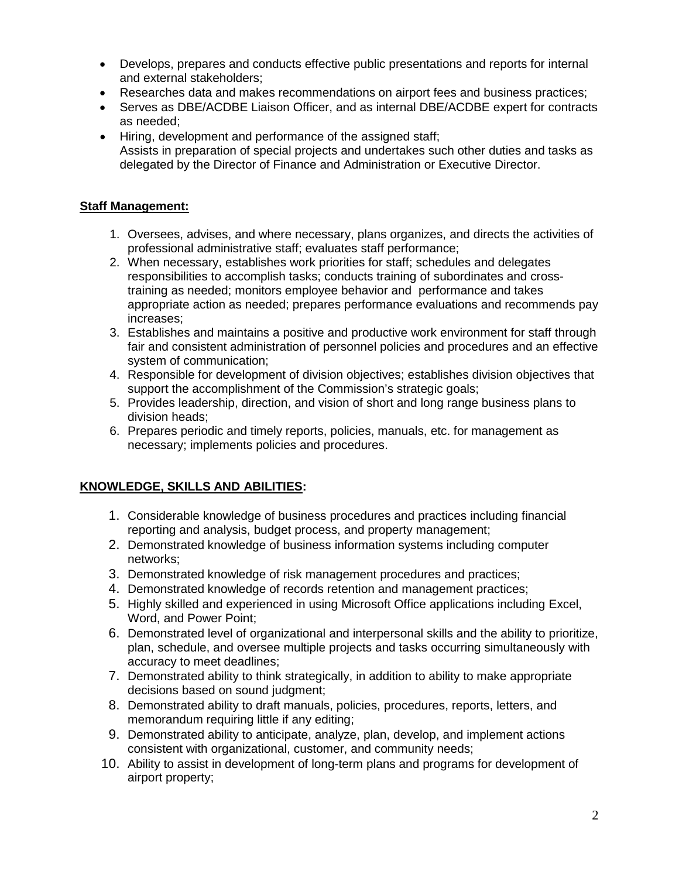- Develops, prepares and conducts effective public presentations and reports for internal and external stakeholders;
- Researches data and makes recommendations on airport fees and business practices;
- Serves as DBE/ACDBE Liaison Officer, and as internal DBE/ACDBE expert for contracts as needed;
- Hiring, development and performance of the assigned staff;
  Assists in preparation of special projects and undertakes such other duties and tasks as delegated by the Director of Finance and Administration or Executive Director.

**Staff Management:**

1. Oversees, advises, and where necessary, plans organizes, and directs the activities of professional administrative staff; evaluates staff performance;
2. When necessary, establishes work priorities for staff; schedules and delegates responsibilities to accomplish tasks; conducts training of subordinates and cross-training as needed; monitors employee behavior and performance and takes appropriate action as needed; prepares performance evaluations and recommends pay increases;
3. Establishes and maintains a positive and productive work environment for staff through fair and consistent administration of personnel policies and procedures and an effective system of communication;
4. Responsible for development of division objectives; establishes division objectives that support the accomplishment of the Commission's strategic goals;
5. Provides leadership, direction, and vision of short and long range business plans to division heads;
6. Prepares periodic and timely reports, policies, manuals, etc. for management as necessary; implements policies and procedures.

**KNOWLEDGE, SKILLS AND ABILITIES:**

1. Considerable knowledge of business procedures and practices including financial reporting and analysis, budget process, and property management;
2. Demonstrated knowledge of business information systems including computer networks;
3. Demonstrated knowledge of risk management procedures and practices;
4. Demonstrated knowledge of records retention and management practices;
5. Highly skilled and experienced in using Microsoft Office applications including Excel, Word, and Power Point;
6. Demonstrated level of organizational and interpersonal skills and the ability to prioritize, plan, schedule, and oversee multiple projects and tasks occurring simultaneously with accuracy to meet deadlines;
7. Demonstrated ability to think strategically, in addition to ability to make appropriate decisions based on sound judgment;
8. Demonstrated ability to draft manuals, policies, procedures, reports, letters, and memorandum requiring little if any editing;
9. Demonstrated ability to anticipate, analyze, plan, develop, and implement actions consistent with organizational, customer, and community needs;
10. Ability to assist in development of long-term plans and programs for development of airport property;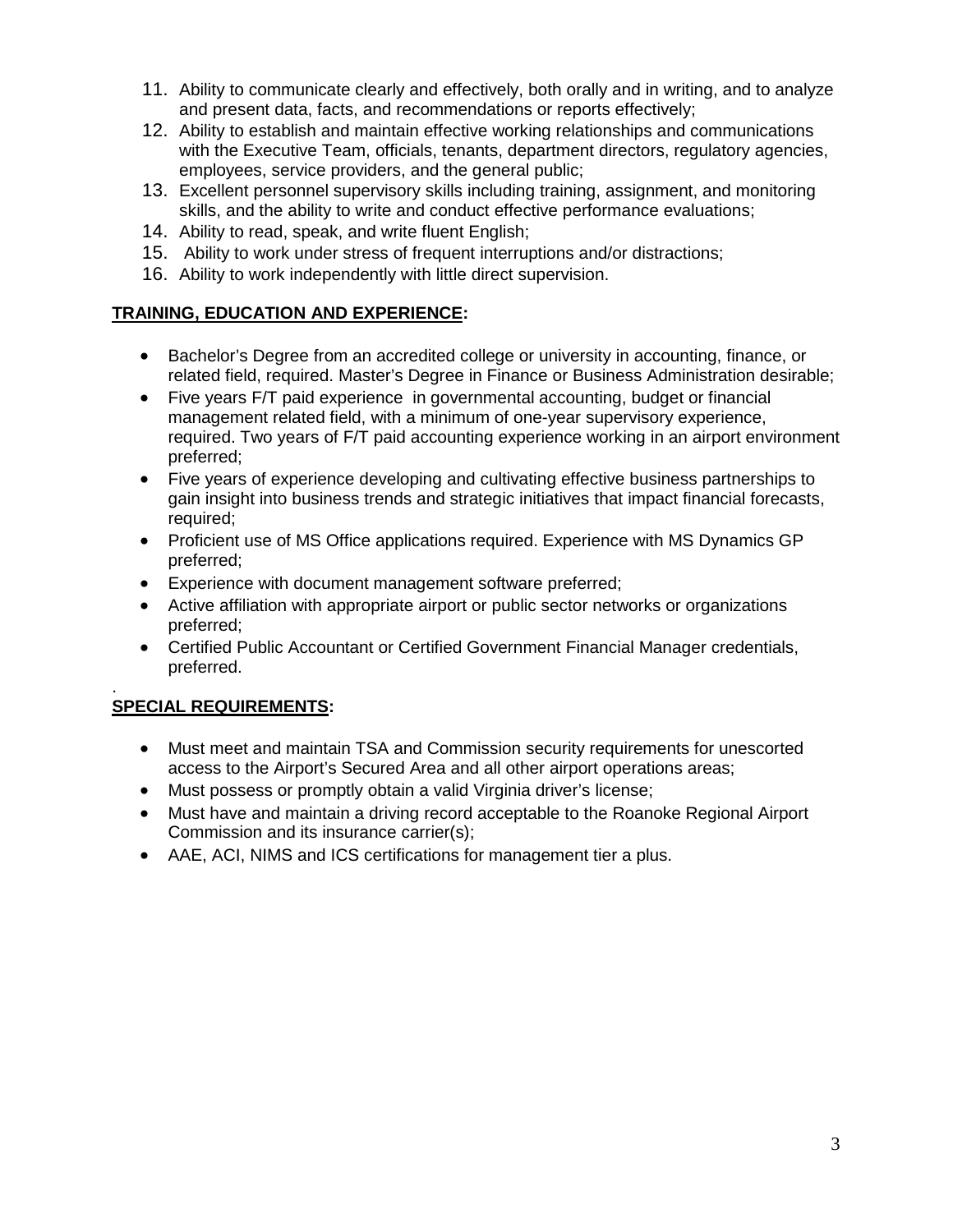11. Ability to communicate clearly and effectively, both orally and in writing, and to analyze and present data, facts, and recommendations or reports effectively;
12. Ability to establish and maintain effective working relationships and communications with the Executive Team, officials, tenants, department directors, regulatory agencies, employees, service providers, and the general public;
13. Excellent personnel supervisory skills including training, assignment, and monitoring skills, and the ability to write and conduct effective performance evaluations;
14. Ability to read, speak, and write fluent English;
15. Ability to work under stress of frequent interruptions and/or distractions;
16. Ability to work independently with little direct supervision.

**TRAINING, EDUCATION AND EXPERIENCE:**

- Bachelor's Degree from an accredited college or university in accounting, finance, or related field, required. Master's Degree in Finance or Business Administration desirable;
- Five years F/T paid experience in governmental accounting, budget or financial management related field, with a minimum of one-year supervisory experience, required. Two years of F/T paid accounting experience working in an airport environment preferred;
- Five years of experience developing and cultivating effective business partnerships to gain insight into business trends and strategic initiatives that impact financial forecasts, required;
- Proficient use of MS Office applications required. Experience with MS Dynamics GP preferred;
- Experience with document management software preferred;
- Active affiliation with appropriate airport or public sector networks or organizations preferred;
- Certified Public Accountant or Certified Government Financial Manager credentials, preferred.

.

**SPECIAL REQUIREMENTS:**

- Must meet and maintain TSA and Commission security requirements for unescorted access to the Airport's Secured Area and all other airport operations areas;
- Must possess or promptly obtain a valid Virginia driver's license;
- Must have and maintain a driving record acceptable to the Roanoke Regional Airport Commission and its insurance carrier(s);
- AAE, ACI, NIMS and ICS certifications for management tier a plus.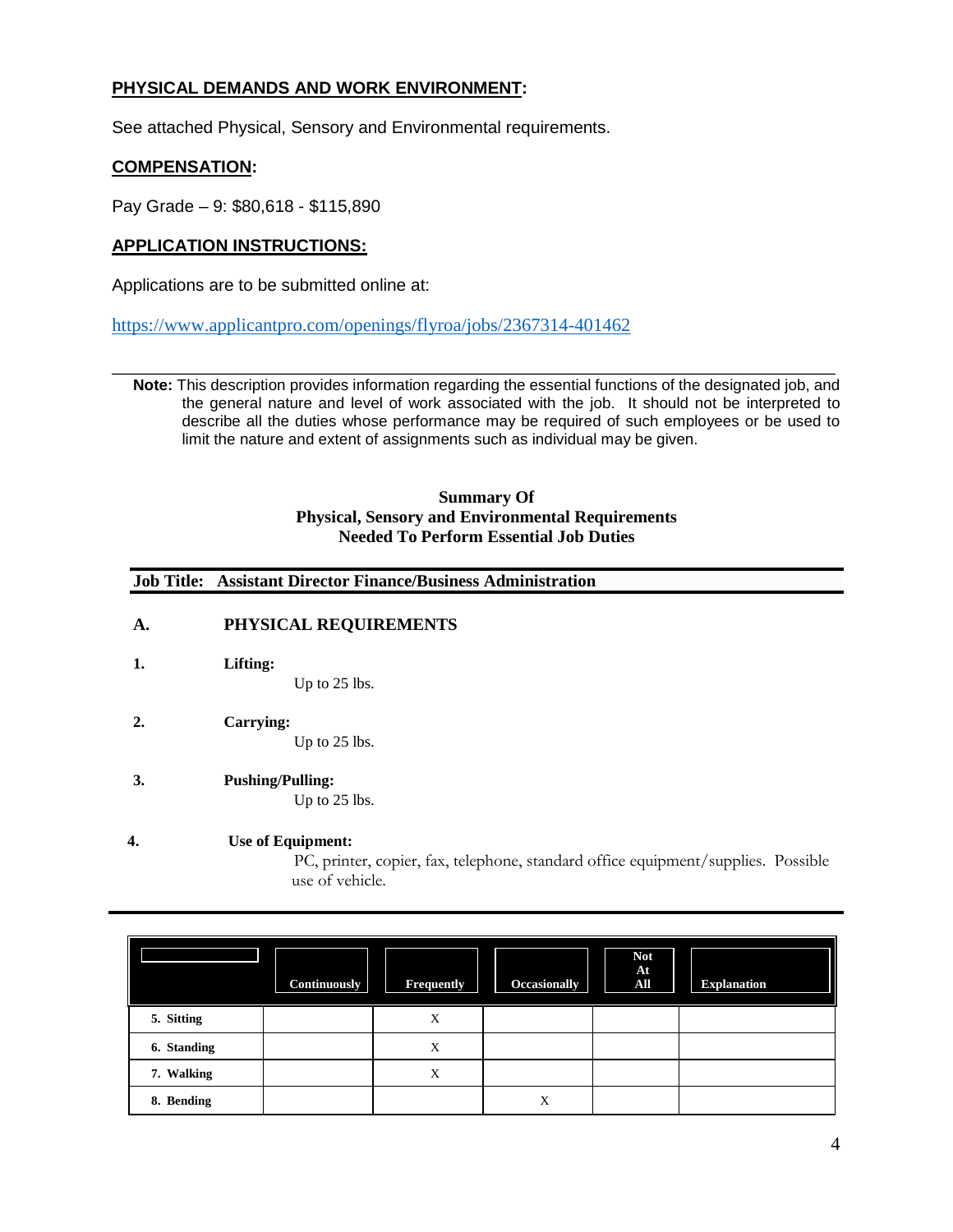**PHYSICAL DEMANDS AND WORK ENVIRONMENT:**

See attached Physical, Sensory and Environmental requirements.

**COMPENSATION:**

Pay Grade – 9: $80,618 - $115,890

**APPLICATION INSTRUCTIONS:**

Applications are to be submitted online at:

https://www.applicantpro.com/openings/flyroa/jobs/2367314-401462

---

**Note:** This description provides information regarding the essential functions of the designated job, and the general nature and level of work associated with the job. It should not be interpreted to describe all the duties whose performance may be required of such employees or be used to limit the nature and extent of assignments such as individual may be given.

**Summary Of**
**Physical, Sensory and Environmental Requirements**
**Needed To Perform Essential Job Duties**

**Job Title: Assistant Director Finance/Business Administration**

**A. PHYSICAL REQUIREMENTS**

**1. Lifting:**
Up to 25 lbs.

**2. Carrying:**
Up to 25 lbs.

**3. Pushing/Pulling:**
Up to 25 lbs.

**4. Use of Equipment:**
PC, printer, copier, fax, telephone, standard office equipment/supplies. Possible use of vehicle.

| | Continuously | Frequently | Occasionally | Not At All | Explanation |
|---|---|---|---|---|---|
| **5. Sitting** | | X | | | |
| **6. Standing** | | X | | | |
| **7. Walking** | | X | | | |
| **8. Bending** | | | X | | |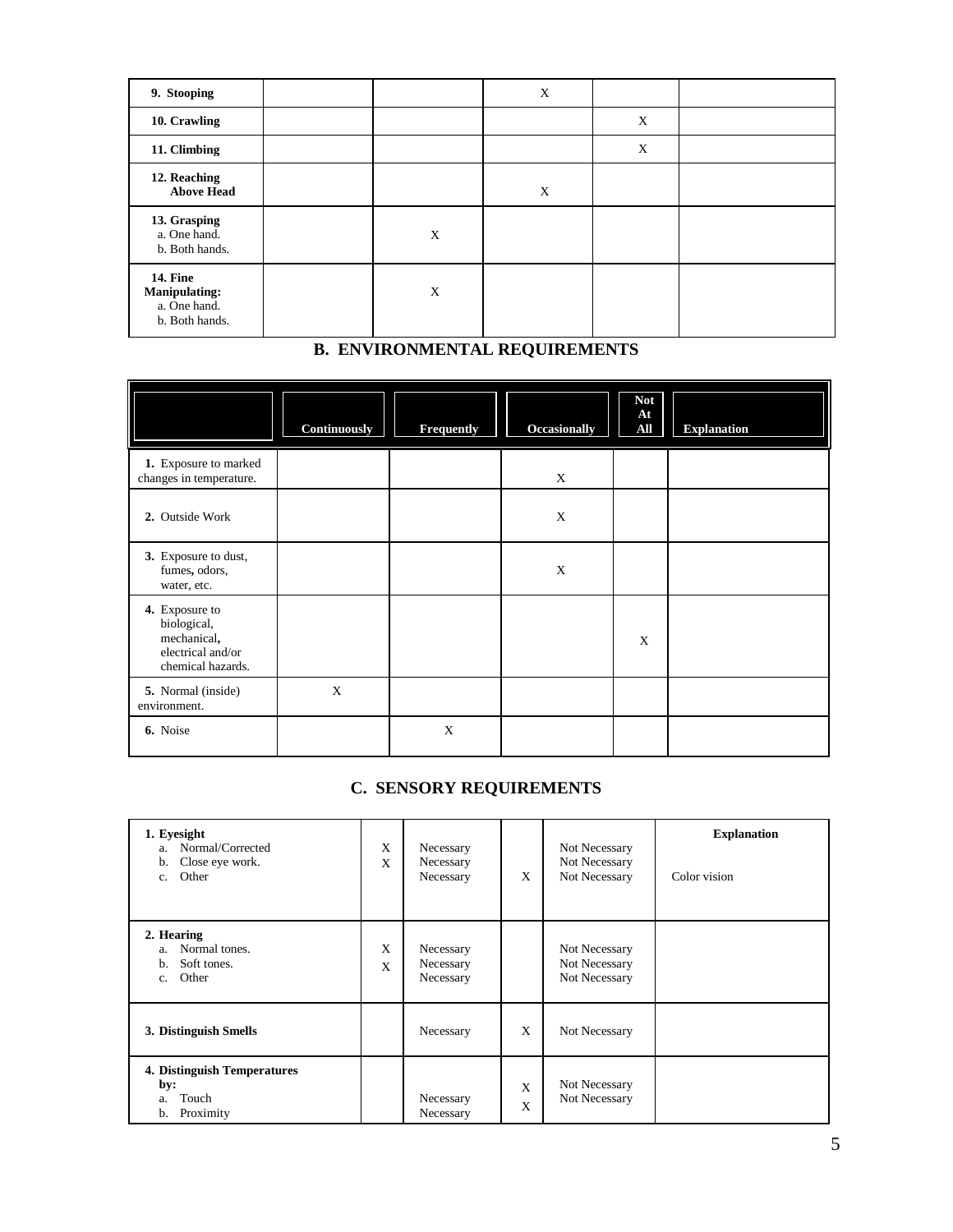| | | | | | |
|---|---|---|---|---|---|
| **9. Stooping** | | | X | | |
| **10. Crawling** | | | | X | |
| **11. Climbing** | | | | X | |
| **12. Reaching Above Head** | | | X | | |
| **13. Grasping** a. One hand. b. Both hands. | | X | | | |
| **14. Fine Manipulating:** a. One hand. b. Both hands. | | X | | | |

## B. ENVIRONMENTAL REQUIREMENTS

| | Continuously | Frequently | Occasionally | Not At All | Explanation |
|---|---|---|---|---|---|
| **1.** Exposure to marked changes in temperature. | | | X | | |
| **2.** Outside Work | | | X | | |
| **3.** Exposure to dust, fumes, odors, water, etc. | | | X | | |
| **4.** Exposure to biological, mechanical, electrical and/or chemical hazards. | | | | X | |
| **5.** Normal (inside) environment. | X | | | | |
| **6.** Noise | | X | | | |

## C. SENSORY REQUIREMENTS

| | | | | | Explanation |
|---|---|---|---|---|---|
| **1. Eyesight** a. Normal/Corrected | X | Necessary | | Not Necessary | |
| b. Close eye work. | X | Necessary | | Not Necessary | |
| c. Other | | Necessary | X | Not Necessary | Color vision |
| **2. Hearing** a. Normal tones. | X | Necessary | | Not Necessary | |
| b. Soft tones. | X | Necessary | | Not Necessary | |
| c. Other | | Necessary | | Not Necessary | |
| **3. Distinguish Smells** | | Necessary | X | Not Necessary | |
| **4. Distinguish Temperatures by:** a. Touch | | Necessary | X | Not Necessary | |
| b. Proximity | | Necessary | X | Not Necessary | |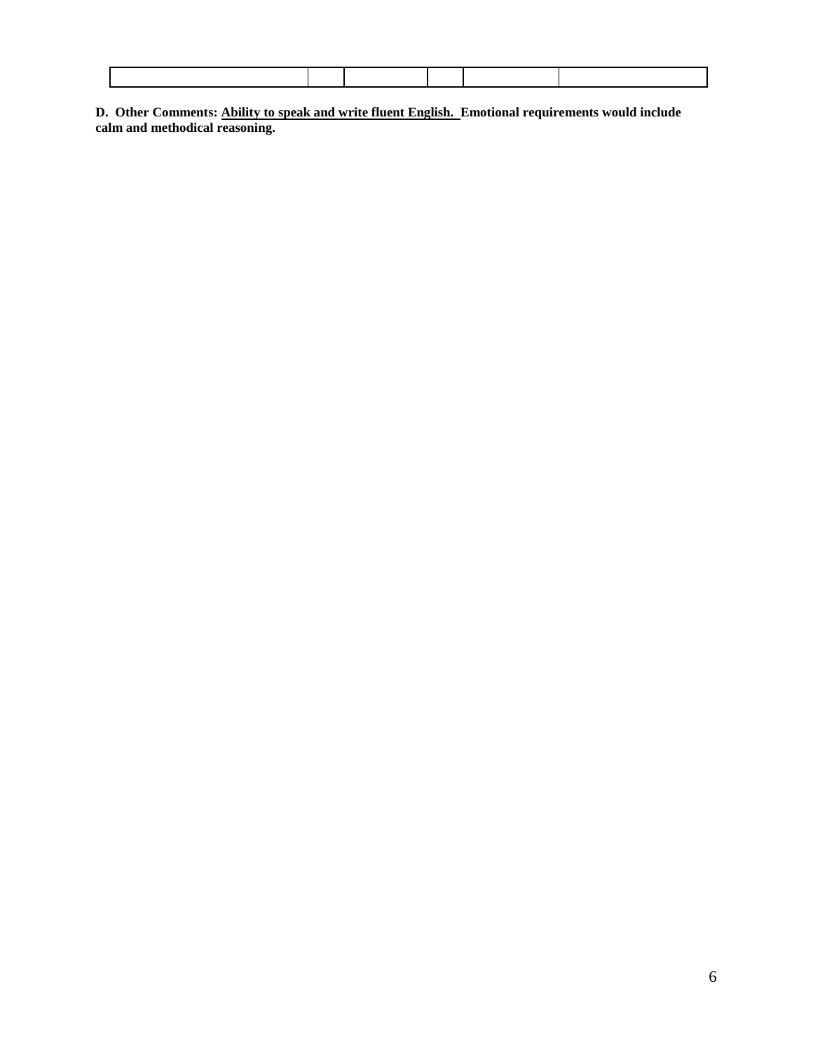| | | | | | |
|---|---|---|---|---|---|
| | | | | | |

**D. Other Comments:** **Ability to speak and write fluent English.** **Emotional requirements would include calm and methodical reasoning.**